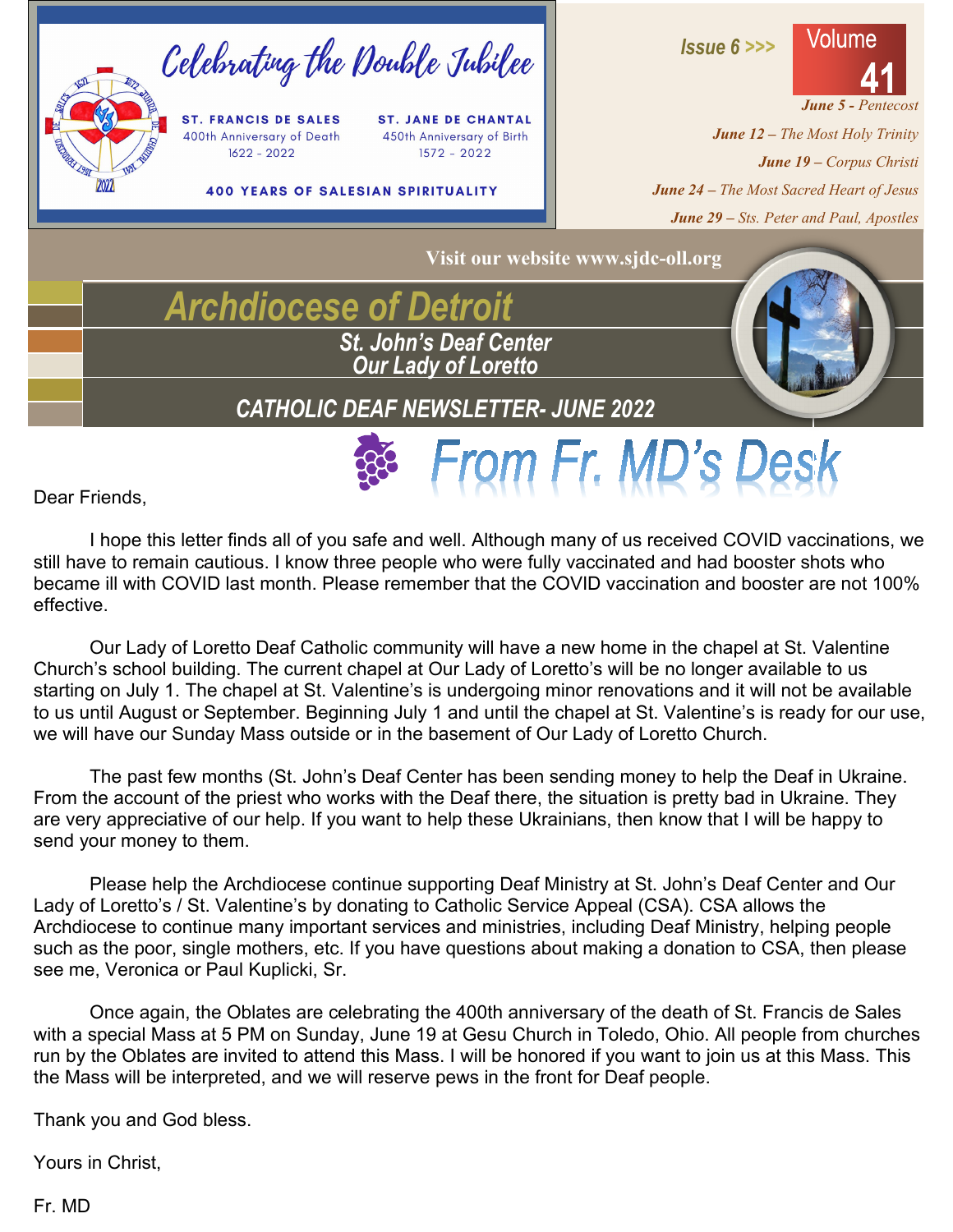# Celebrating the Double Jubilee

**ST. FRANCIS DE SALES**
400th Anniversary of Death
1622 - 2022

**ST. JANE DE CHANTAL**
450th Anniversary of Birth
1572 - 2022

**400 YEARS OF SALESIAN SPIRITUALITY**

Issue 6 >>> Volume 41

*June 5 - Pentecost*

*June 12 – The Most Holy Trinity*

*June 19 – Corpus Christi*

*June 24 – The Most Sacred Heart of Jesus*

*June 29 – Sts. Peter and Paul, Apostles*

Visit our website www.sjdc-oll.org

# Archdiocese of Detroit

## St. John's Deaf Center
## Our Lady of Loretto

## CATHOLIC DEAF NEWSLETTER- JUNE 2022

## From Fr. MD's Desk

Dear Friends,

I hope this letter finds all of you safe and well. Although many of us received COVID vaccinations, we still have to remain cautious. I know three people who were fully vaccinated and had booster shots who became ill with COVID last month. Please remember that the COVID vaccination and booster are not 100% effective.

Our Lady of Loretto Deaf Catholic community will have a new home in the chapel at St. Valentine Church's school building. The current chapel at Our Lady of Loretto's will be no longer available to us starting on July 1. The chapel at St. Valentine's is undergoing minor renovations and it will not be available to us until August or September. Beginning July 1 and until the chapel at St. Valentine's is ready for our use, we will have our Sunday Mass outside or in the basement of Our Lady of Loretto Church.

The past few months (St. John's Deaf Center has been sending money to help the Deaf in Ukraine. From the account of the priest who works with the Deaf there, the situation is pretty bad in Ukraine. They are very appreciative of our help. If you want to help these Ukrainians, then know that I will be happy to send your money to them.

Please help the Archdiocese continue supporting Deaf Ministry at St. John's Deaf Center and Our Lady of Loretto's / St. Valentine's by donating to Catholic Service Appeal (CSA). CSA allows the Archdiocese to continue many important services and ministries, including Deaf Ministry, helping people such as the poor, single mothers, etc. If you have questions about making a donation to CSA, then please see me, Veronica or Paul Kuplicki, Sr.

Once again, the Oblates are celebrating the 400th anniversary of the death of St. Francis de Sales with a special Mass at 5 PM on Sunday, June 19 at Gesu Church in Toledo, Ohio. All people from churches run by the Oblates are invited to attend this Mass. I will be honored if you want to join us at this Mass. This the Mass will be interpreted, and we will reserve pews in the front for Deaf people.

Thank you and God bless.

Yours in Christ,

Fr. MD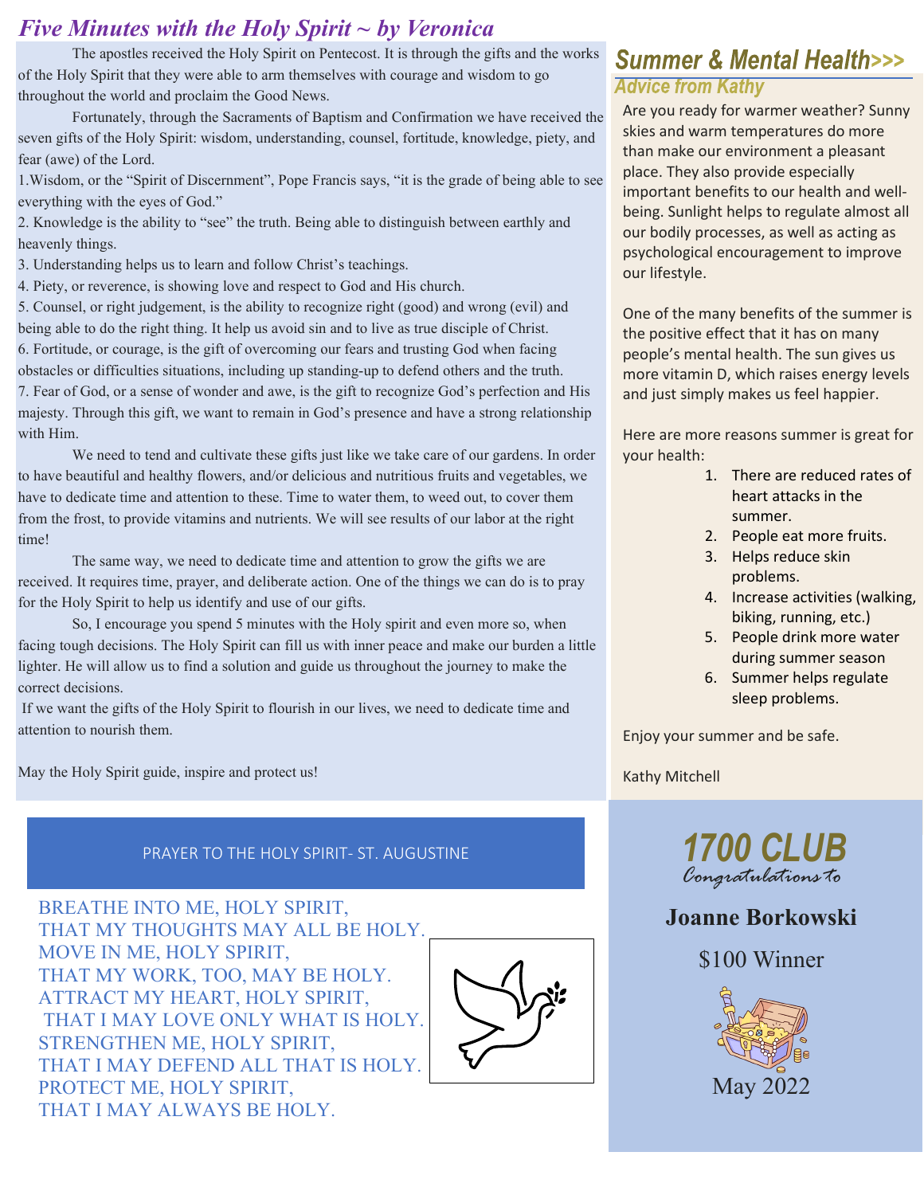## *Five Minutes with the Holy Spirit ~ by Veronica*

The apostles received the Holy Spirit on Pentecost. It is through the gifts and the works of the Holy Spirit that they were able to arm themselves with courage and wisdom to go throughout the world and proclaim the Good News.

Fortunately, through the Sacraments of Baptism and Confirmation we have received the seven gifts of the Holy Spirit: wisdom, understanding, counsel, fortitude, knowledge, piety, and fear (awe) of the Lord.

1. Wisdom, or the "Spirit of Discernment", Pope Francis says, "it is the grade of being able to see everything with the eyes of God."
2. Knowledge is the ability to "see" the truth. Being able to distinguish between earthly and heavenly things.
3. Understanding helps us to learn and follow Christ's teachings.
4. Piety, or reverence, is showing love and respect to God and His church.
5. Counsel, or right judgement, is the ability to recognize right (good) and wrong (evil) and being able to do the right thing. It help us avoid sin and to live as true disciple of Christ.
6. Fortitude, or courage, is the gift of overcoming our fears and trusting God when facing obstacles or difficulties situations, including up standing-up to defend others and the truth.
7. Fear of God, or a sense of wonder and awe, is the gift to recognize God's perfection and His majesty. Through this gift, we want to remain in God's presence and have a strong relationship with Him.

We need to tend and cultivate these gifts just like we take care of our gardens. In order to have beautiful and healthy flowers, and/or delicious and nutritious fruits and vegetables, we have to dedicate time and attention to these. Time to water them, to weed out, to cover them from the frost, to provide vitamins and nutrients. We will see results of our labor at the right time!

The same way, we need to dedicate time and attention to grow the gifts we are received. It requires time, prayer, and deliberate action. One of the things we can do is to pray for the Holy Spirit to help us identify and use of our gifts.

So, I encourage you spend 5 minutes with the Holy spirit and even more so, when facing tough decisions. The Holy Spirit can fill us with inner peace and make our burden a little lighter. He will allow us to find a solution and guide us throughout the journey to make the correct decisions.

If we want the gifts of the Holy Spirit to flourish in our lives, we need to dedicate time and attention to nourish them.

May the Holy Spirit guide, inspire and protect us!

### PRAYER TO THE HOLY SPIRIT- ST. AUGUSTINE

BREATHE INTO ME, HOLY SPIRIT,
THAT MY THOUGHTS MAY ALL BE HOLY.
MOVE IN ME, HOLY SPIRIT,
THAT MY WORK, TOO, MAY BE HOLY.
ATTRACT MY HEART, HOLY SPIRIT,
THAT I MAY LOVE ONLY WHAT IS HOLY.
STRENGTHEN ME, HOLY SPIRIT,
THAT I MAY DEFEND ALL THAT IS HOLY.
PROTECT ME, HOLY SPIRIT,
THAT I MAY ALWAYS BE HOLY.

## *Summer & Mental Health>>>*

### *Advice from Kathy*

Are you ready for warmer weather? Sunny skies and warm temperatures do more than make our environment a pleasant place. They also provide especially important benefits to our health and well-being. Sunlight helps to regulate almost all our bodily processes, as well as acting as psychological encouragement to improve our lifestyle.

One of the many benefits of the summer is the positive effect that it has on many people's mental health. The sun gives us more vitamin D, which raises energy levels and just simply makes us feel happier.

Here are more reasons summer is great for your health:

1. There are reduced rates of heart attacks in the summer.
2. People eat more fruits.
3. Helps reduce skin problems.
4. Increase activities (walking, biking, running, etc.)
5. People drink more water during summer season
6. Summer helps regulate sleep problems.

Enjoy your summer and be safe.

Kathy Mitchell

## *1700 CLUB*

*Congratulations to*

**Joanne Borkowski**

$100 Winner

May 2022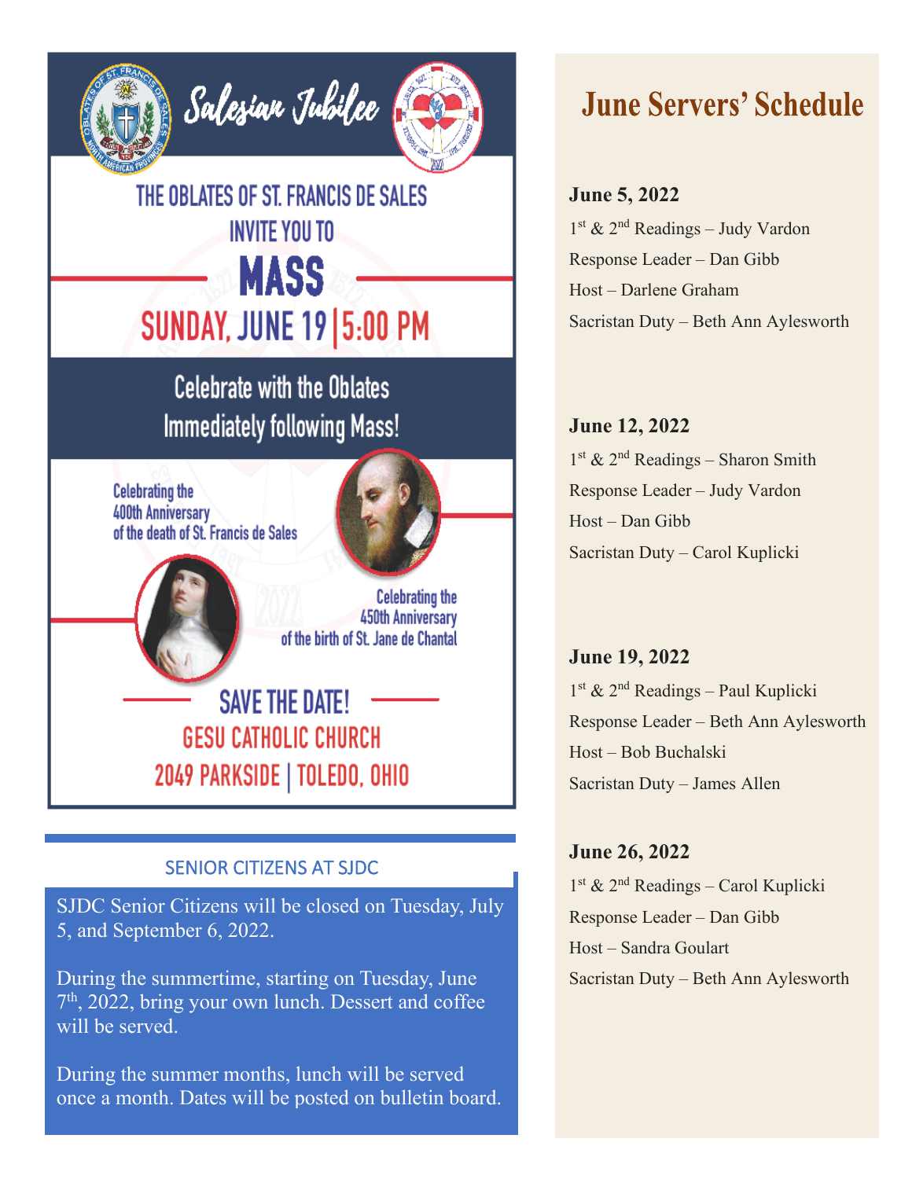## Salesian Jubilee

THE OBLATES OF ST. FRANCIS DE SALES INVITE YOU TO

# MASS

## SUNDAY, JUNE 19 | 5:00 PM

Celebrate with the Oblates Immediately following Mass!

Celebrating the 400th Anniversary of the death of St. Francis de Sales

Celebrating the 450th Anniversary of the birth of St. Jane de Chantal

SAVE THE DATE!

GESU CATHOLIC CHURCH

2049 PARKSIDE | TOLEDO, OHIO

## SENIOR CITIZENS AT SJDC

SJDC Senior Citizens will be closed on Tuesday, July 5, and September 6, 2022.

During the summertime, starting on Tuesday, June 7th, 2022, bring your own lunch. Dessert and coffee will be served.

During the summer months, lunch will be served once a month. Dates will be posted on bulletin board.

# June Servers' Schedule

**June 5, 2022**

1st & 2nd Readings – Judy Vardon

Response Leader – Dan Gibb

Host – Darlene Graham

Sacristan Duty – Beth Ann Aylesworth

**June 12, 2022**

1st & 2nd Readings – Sharon Smith

Response Leader – Judy Vardon

Host – Dan Gibb

Sacristan Duty – Carol Kuplicki

**June 19, 2022**

1st & 2nd Readings – Paul Kuplicki

Response Leader – Beth Ann Aylesworth

Host – Bob Buchalski

Sacristan Duty – James Allen

**June 26, 2022**

1st & 2nd Readings – Carol Kuplicki

Response Leader – Dan Gibb

Host – Sandra Goulart

Sacristan Duty – Beth Ann Aylesworth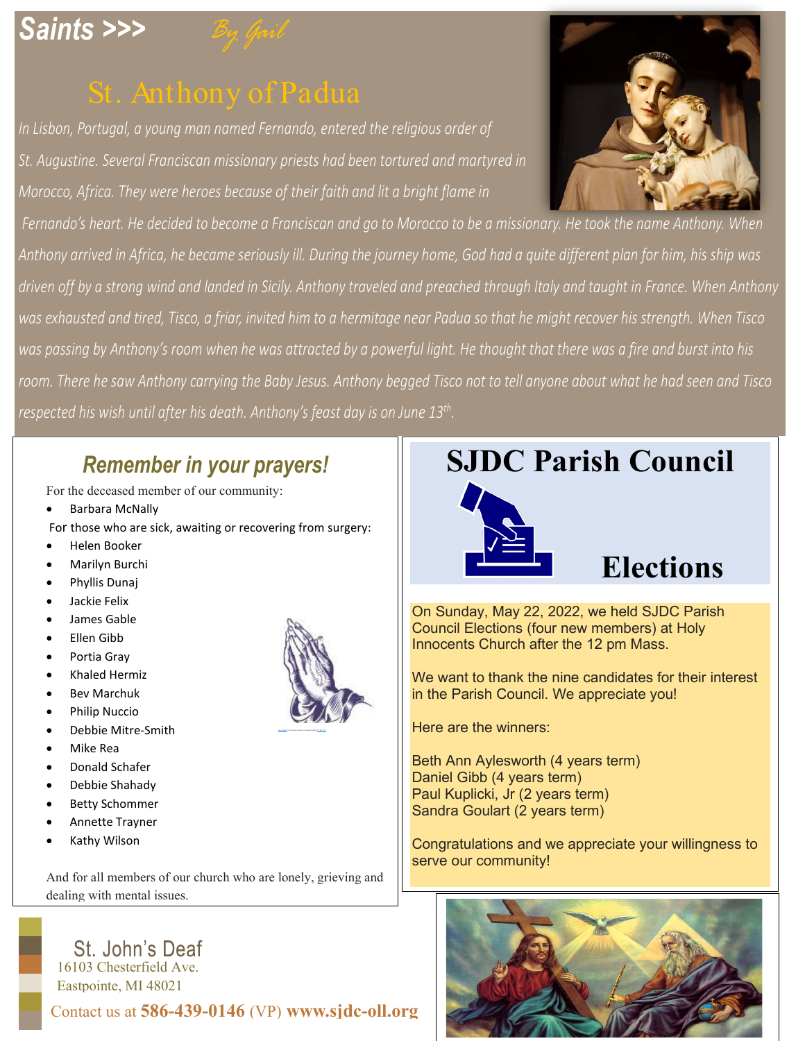# Saints >>> *By Gail*

## St. Anthony of Padua

*In Lisbon, Portugal, a young man named Fernando, entered the religious order of St. Augustine. Several Franciscan missionary priests had been tortured and martyred in Morocco, Africa. They were heroes because of their faith and lit a bright flame in Fernando's heart. He decided to become a Franciscan and go to Morocco to be a missionary. He took the name Anthony. When Anthony arrived in Africa, he became seriously ill. During the journey home, God had a quite different plan for him, his ship was driven off by a strong wind and landed in Sicily. Anthony traveled and preached through Italy and taught in France. When Anthony was exhausted and tired, Tisco, a friar, invited him to a hermitage near Padua so that he might recover his strength. When Tisco was passing by Anthony's room when he was attracted by a powerful light. He thought that there was a fire and burst into his room. There he saw Anthony carrying the Baby Jesus. Anthony begged Tisco not to tell anyone about what he had seen and Tisco respected his wish until after his death. Anthony's feast day is on June 13th.*

## *Remember in your prayers!*

For the deceased member of our community:

- Barbara McNally

For those who are sick, awaiting or recovering from surgery:

- Helen Booker
- Marilyn Burchi
- Phyllis Dunaj
- Jackie Felix
- James Gable
- Ellen Gibb
- Portia Gray
- Khaled Hermiz
- Bev Marchuk
- Philip Nuccio
- Debbie Mitre-Smith
- Mike Rea
- Donald Schafer
- Debbie Shahady
- Betty Schommer
- Annette Trayner
- Kathy Wilson

And for all members of our church who are lonely, grieving and dealing with mental issues.

# SJDC Parish Council Elections

On Sunday, May 22, 2022, we held SJDC Parish Council Elections (four new members) at Holy Innocents Church after the 12 pm Mass.

We want to thank the nine candidates for their interest in the Parish Council. We appreciate you!

Here are the winners:

Beth Ann Aylesworth (4 years term)
Daniel Gibb (4 years term)
Paul Kuplicki, Jr (2 years term)
Sandra Goulart (2 years term)

Congratulations and we appreciate your willingness to serve our community!

St. John's Deaf
16103 Chesterfield Ave.
Eastpointe, MI 48021

Contact us at **586-439-0146** (VP) **www.sjdc-oll.org**